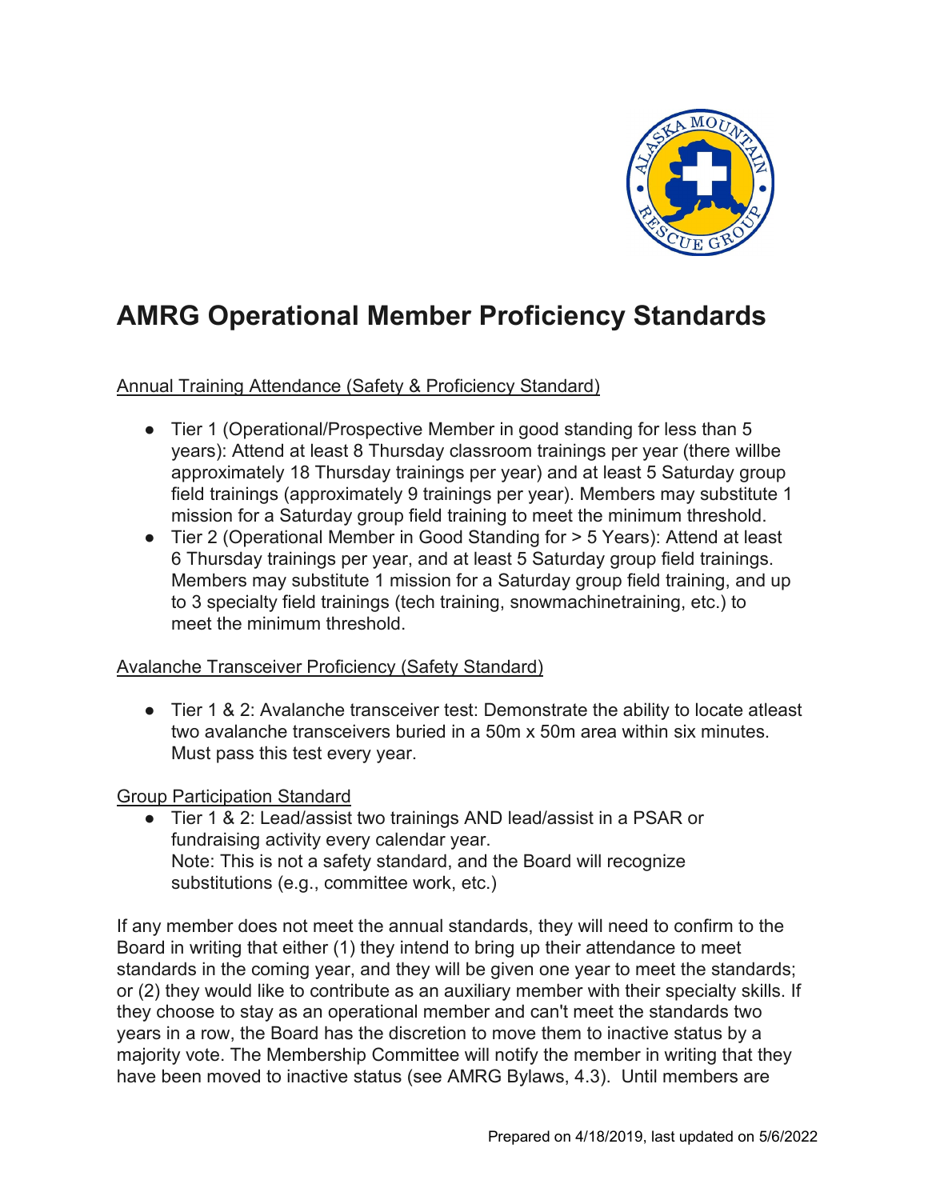# AMRG Operational Member Proficiency Standards

Annual Training Attendance (Safety & Proficiency Standard)

- Tier 1 (Operational/Prospective Member in good standing for less than 5 years): Attend at least 8 Thursday classroom trainings per year (there willbe approximately 18 Thursday trainings per year) and at least 5 Saturday group field trainings (approximately 9 trainings per year). Members may substitute 1 mission for a Saturday group field training to meet the minimum threshold.
- Tier 2 (Operational Member in Good Standing for > 5 Years): Attend at least 6 Thursday trainings per year, and at least 5 Saturday group field trainings. Members may substitute 1 mission for a Saturday group field training, and up to 3 specialty field trainings (tech training, snowmachinetraining, etc.) to meet the minimum threshold.

Avalanche Transceiver Proficiency (Safety Standard)

- Tier 1 & 2: Avalanche transceiver test: Demonstrate the ability to locate atleast two avalanche transceivers buried in a 50m x 50m area within six minutes. Must pass this test every year.

Group Participation Standard

- Tier 1 & 2: Lead/assist two trainings AND lead/assist in a PSAR or fundraising activity every calendar year.
  Note: This is not a safety standard, and the Board will recognize substitutions (e.g., committee work, etc.)

If any member does not meet the annual standards, they will need to confirm to the Board in writing that either (1) they intend to bring up their attendance to meet standards in the coming year, and they will be given one year to meet the standards; or (2) they would like to contribute as an auxiliary member with their specialty skills. If they choose to stay as an operational member and can't meet the standards two years in a row, the Board has the discretion to move them to inactive status by a majority vote. The Membership Committee will notify the member in writing that they have been moved to inactive status (see AMRG Bylaws, 4.3). Until members are

Prepared on 4/18/2019, last updated on 5/6/2022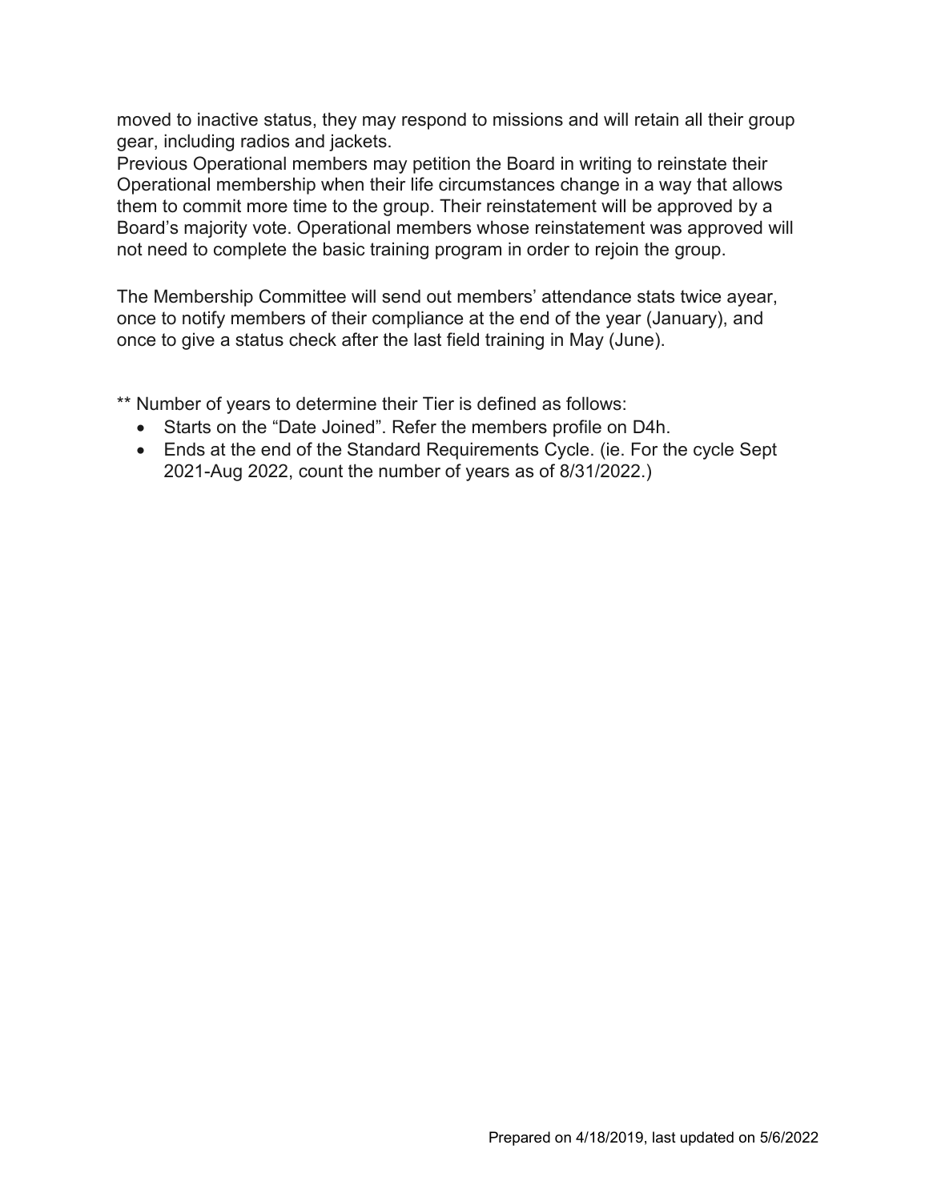moved to inactive status, they may respond to missions and will retain all their group gear, including radios and jackets.
Previous Operational members may petition the Board in writing to reinstate their Operational membership when their life circumstances change in a way that allows them to commit more time to the group. Their reinstatement will be approved by a Board's majority vote. Operational members whose reinstatement was approved will not need to complete the basic training program in order to rejoin the group.

The Membership Committee will send out members' attendance stats twice ayear, once to notify members of their compliance at the end of the year (January), and once to give a status check after the last field training in May (June).

** Number of years to determine their Tier is defined as follows:

- Starts on the "Date Joined". Refer the members profile on D4h.
- Ends at the end of the Standard Requirements Cycle. (ie. For the cycle Sept 2021-Aug 2022, count the number of years as of 8/31/2022.)

Prepared on 4/18/2019, last updated on 5/6/2022